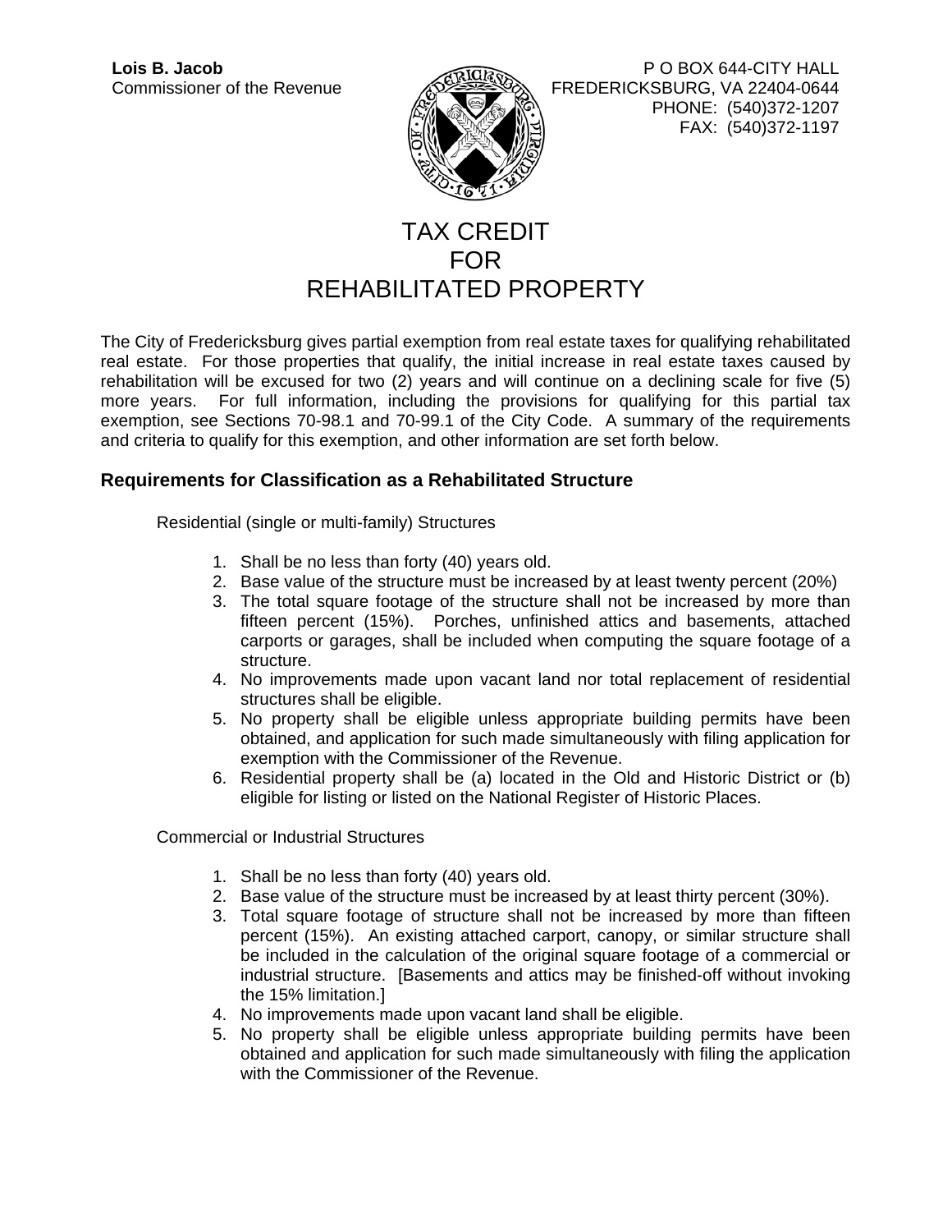**Lois B. Jacob**
Commissioner of the Revenue

P O BOX 644-CITY HALL
FREDERICKSBURG, VA 22404-0644
PHONE: (540)372-1207
FAX: (540)372-1197

# TAX CREDIT FOR REHABILITATED PROPERTY

The City of Fredericksburg gives partial exemption from real estate taxes for qualifying rehabilitated real estate. For those properties that qualify, the initial increase in real estate taxes caused by rehabilitation will be excused for two (2) years and will continue on a declining scale for five (5) more years. For full information, including the provisions for qualifying for this partial tax exemption, see Sections 70-98.1 and 70-99.1 of the City Code. A summary of the requirements and criteria to qualify for this exemption, and other information are set forth below.

## Requirements for Classification as a Rehabilitated Structure

Residential (single or multi-family) Structures

1. Shall be no less than forty (40) years old.
2. Base value of the structure must be increased by at least twenty percent (20%)
3. The total square footage of the structure shall not be increased by more than fifteen percent (15%). Porches, unfinished attics and basements, attached carports or garages, shall be included when computing the square footage of a structure.
4. No improvements made upon vacant land nor total replacement of residential structures shall be eligible.
5. No property shall be eligible unless appropriate building permits have been obtained, and application for such made simultaneously with filing application for exemption with the Commissioner of the Revenue.
6. Residential property shall be (a) located in the Old and Historic District or (b) eligible for listing or listed on the National Register of Historic Places.

Commercial or Industrial Structures

1. Shall be no less than forty (40) years old.
2. Base value of the structure must be increased by at least thirty percent (30%).
3. Total square footage of structure shall not be increased by more than fifteen percent (15%). An existing attached carport, canopy, or similar structure shall be included in the calculation of the original square footage of a commercial or industrial structure. [Basements and attics may be finished-off without invoking the 15% limitation.]
4. No improvements made upon vacant land shall be eligible.
5. No property shall be eligible unless appropriate building permits have been obtained and application for such made simultaneously with filing the application with the Commissioner of the Revenue.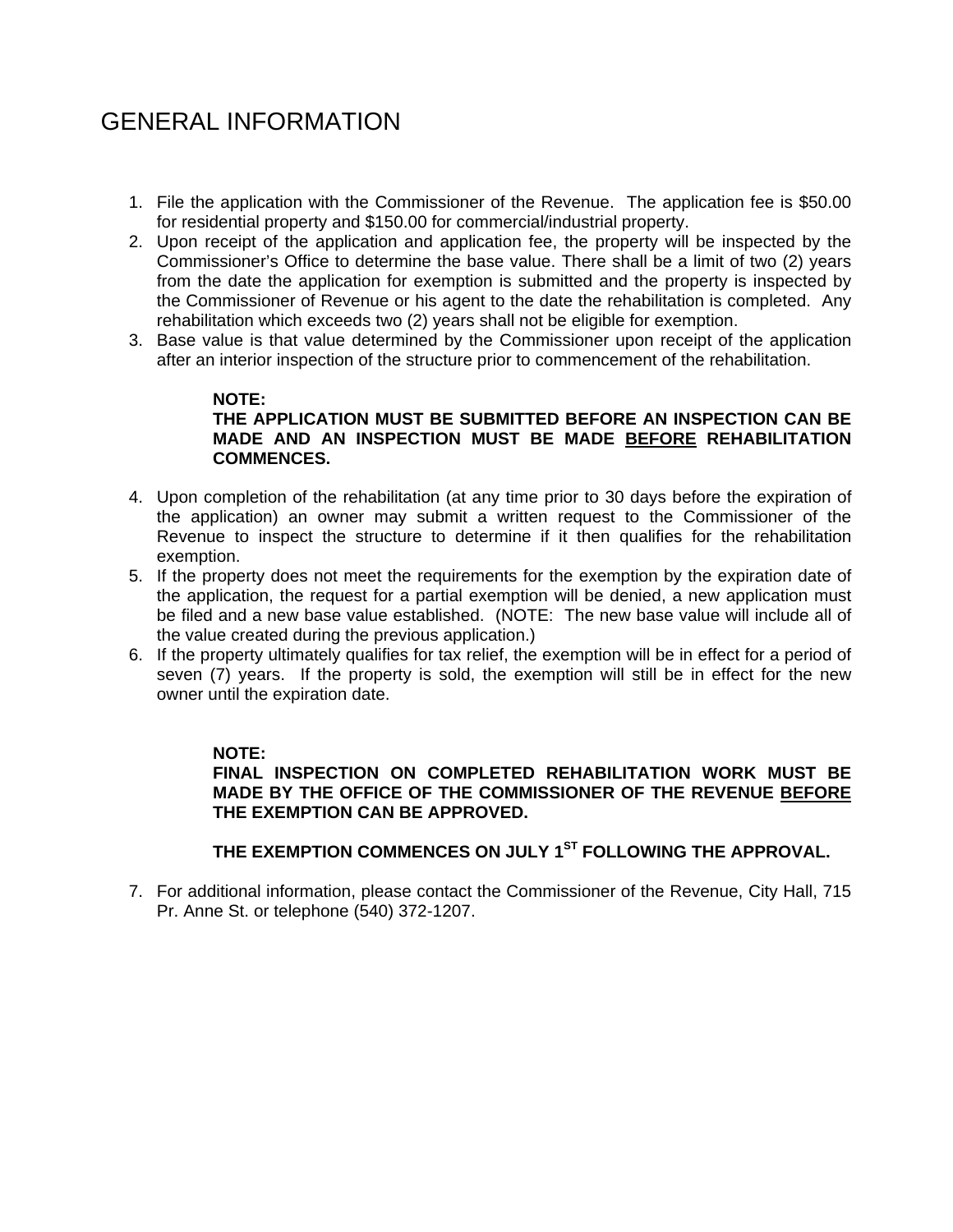# GENERAL INFORMATION

1. File the application with the Commissioner of the Revenue. The application fee is $50.00 for residential property and $150.00 for commercial/industrial property.
2. Upon receipt of the application and application fee, the property will be inspected by the Commissioner's Office to determine the base value. There shall be a limit of two (2) years from the date the application for exemption is submitted and the property is inspected by the Commissioner of Revenue or his agent to the date the rehabilitation is completed. Any rehabilitation which exceeds two (2) years shall not be eligible for exemption.
3. Base value is that value determined by the Commissioner upon receipt of the application after an interior inspection of the structure prior to commencement of the rehabilitation.

   **NOTE:**
   **THE APPLICATION MUST BE SUBMITTED BEFORE AN INSPECTION CAN BE MADE AND AN INSPECTION MUST BE MADE <u>BEFORE</u> REHABILITATION COMMENCES.**

4. Upon completion of the rehabilitation (at any time prior to 30 days before the expiration of the application) an owner may submit a written request to the Commissioner of the Revenue to inspect the structure to determine if it then qualifies for the rehabilitation exemption.
5. If the property does not meet the requirements for the exemption by the expiration date of the application, the request for a partial exemption will be denied, a new application must be filed and a new base value established. (NOTE: The new base value will include all of the value created during the previous application.)
6. If the property ultimately qualifies for tax relief, the exemption will be in effect for a period of seven (7) years. If the property is sold, the exemption will still be in effect for the new owner until the expiration date.

   **NOTE:**
   **FINAL INSPECTION ON COMPLETED REHABILITATION WORK MUST BE MADE BY THE OFFICE OF THE COMMISSIONER OF THE REVENUE <u>BEFORE</u> THE EXEMPTION CAN BE APPROVED.**

   **THE EXEMPTION COMMENCES ON JULY 1ST FOLLOWING THE APPROVAL.**

7. For additional information, please contact the Commissioner of the Revenue, City Hall, 715 Pr. Anne St. or telephone (540) 372-1207.